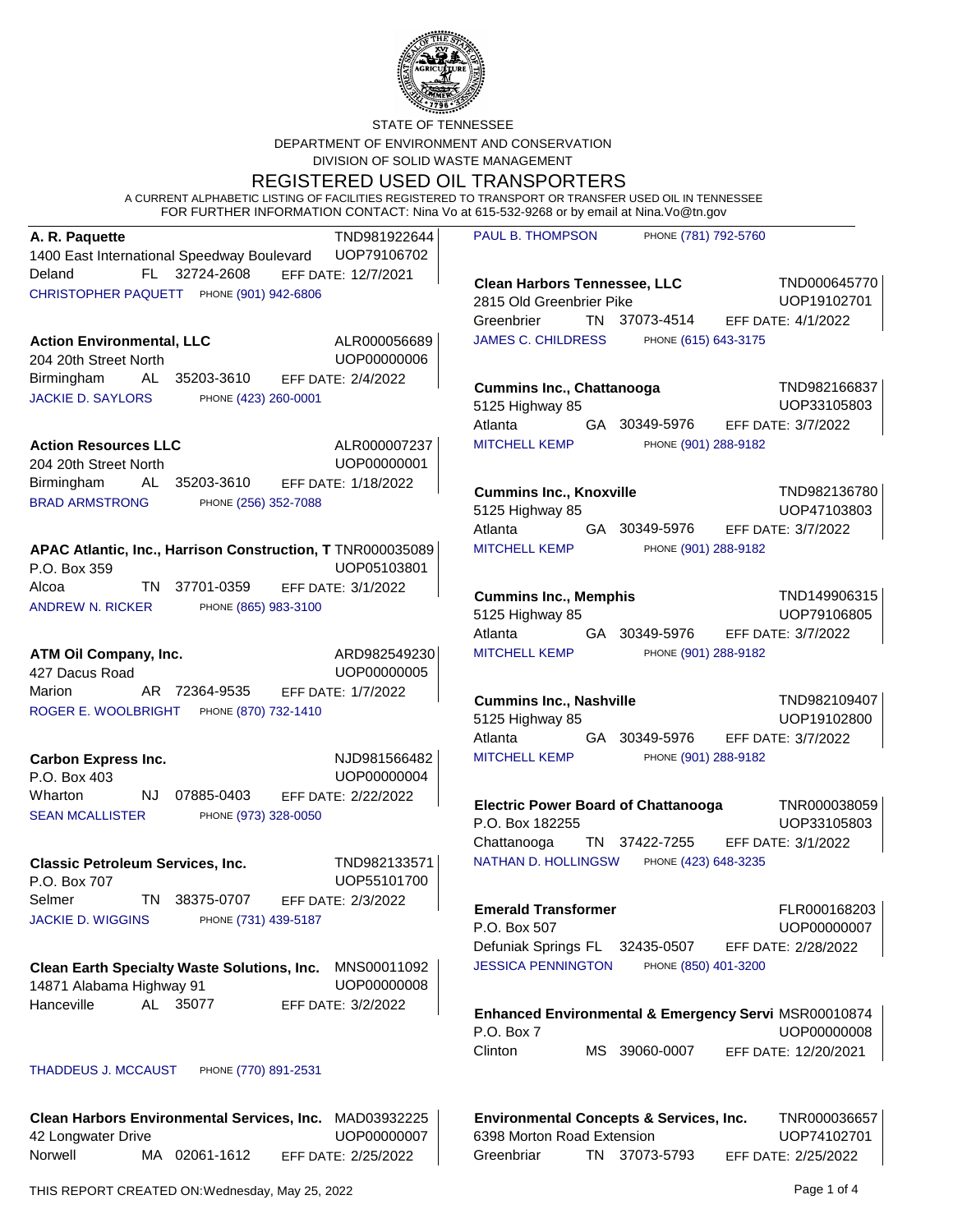STATE OF TENNESSEE

DEPARTMENT OF ENVIRONMENT AND CONSERVATION

DIVISION OF SOLID WASTE MANAGEMENT

# REGISTERED USED OIL TRANSPORTERS

A CURRENT ALPHABETIC LISTING OF FACILITIES REGISTERED TO TRANSPORT OR TRANSFER USED OIL IN TENNESSEE

FOR FURTHER INFORMATION CONTACT: Nina Vo at 615-532-9268 or by email at Nina.Vo@tn.gov

**A. R. Paquette** TND981922644
1400 East International Speedway Boulevard UOP79106702
Deland FL 32724-2608 EFF DATE: 12/7/2021
CHRISTOPHER PAQUETT PHONE (901) 942-6806

**Action Environmental, LLC** ALR000056689
204 20th Street North UOP00000006
Birmingham AL 35203-3610 EFF DATE: 2/4/2022
JACKIE D. SAYLORS PHONE (423) 260-0001

**Action Resources LLC** ALR000007237
204 20th Street North UOP00000001
Birmingham AL 35203-3610 EFF DATE: 1/18/2022
BRAD ARMSTRONG PHONE (256) 352-7088

**APAC Atlantic, Inc., Harrison Construction, T** TNR000035089
P.O. Box 359 UOP05103801
Alcoa TN 37701-0359 EFF DATE: 3/1/2022
ANDREW N. RICKER PHONE (865) 983-3100

**ATM Oil Company, Inc.** ARD982549230
427 Dacus Road UOP00000005
Marion AR 72364-9535 EFF DATE: 1/7/2022
ROGER E. WOOLBRIGHT PHONE (870) 732-1410

**Carbon Express Inc.** NJD981566482
P.O. Box 403 UOP00000004
Wharton NJ 07885-0403 EFF DATE: 2/22/2022
SEAN MCALLISTER PHONE (973) 328-0050

**Classic Petroleum Services, Inc.** TND982133571
P.O. Box 707 UOP55101700
Selmer TN 38375-0707 EFF DATE: 2/3/2022
JACKIE D. WIGGINS PHONE (731) 439-5187

**Clean Earth Specialty Waste Solutions, Inc.** MNS00011092
14871 Alabama Highway 91 UOP00000008
Hanceville AL 35077 EFF DATE: 3/2/2022
THADDEUS J. MCCAUST PHONE (770) 891-2531

**Clean Harbors Environmental Services, Inc.** MAD03932225
42 Longwater Drive UOP00000007
Norwell MA 02061-1612 EFF DATE: 2/25/2022
PAUL B. THOMPSON PHONE (781) 792-5760

**Clean Harbors Tennessee, LLC** TND000645770
2815 Old Greenbrier Pike UOP19102701
Greenbrier TN 37073-4514 EFF DATE: 4/1/2022
JAMES C. CHILDRESS PHONE (615) 643-3175

**Cummins Inc., Chattanooga** TND982166837
5125 Highway 85 UOP33105803
Atlanta GA 30349-5976 EFF DATE: 3/7/2022
MITCHELL KEMP PHONE (901) 288-9182

**Cummins Inc., Knoxville** TND982136780
5125 Highway 85 UOP47103803
Atlanta GA 30349-5976 EFF DATE: 3/7/2022
MITCHELL KEMP PHONE (901) 288-9182

**Cummins Inc., Memphis** TND149906315
5125 Highway 85 UOP79106805
Atlanta GA 30349-5976 EFF DATE: 3/7/2022
MITCHELL KEMP PHONE (901) 288-9182

**Cummins Inc., Nashville** TND982109407
5125 Highway 85 UOP19102800
Atlanta GA 30349-5976 EFF DATE: 3/7/2022
MITCHELL KEMP PHONE (901) 288-9182

**Electric Power Board of Chattanooga** TNR000038059
P.O. Box 182255 UOP33105803
Chattanooga TN 37422-7255 EFF DATE: 3/1/2022
NATHAN D. HOLLINGSW PHONE (423) 648-3235

**Emerald Transformer** FLR000168203
P.O. Box 507 UOP00000007
Defuniak Springs FL 32435-0507 EFF DATE: 2/28/2022
JESSICA PENNINGTON PHONE (850) 401-3200

**Enhanced Environmental & Emergency Servi** MSR00010874
P.O. Box 7 UOP00000008
Clinton MS 39060-0007 EFF DATE: 12/20/2021

**Environmental Concepts & Services, Inc.** TNR000036657
6398 Morton Road Extension UOP74102701
Greenbriar TN 37073-5793 EFF DATE: 2/25/2022

THIS REPORT CREATED ON: Wednesday, May 25, 2022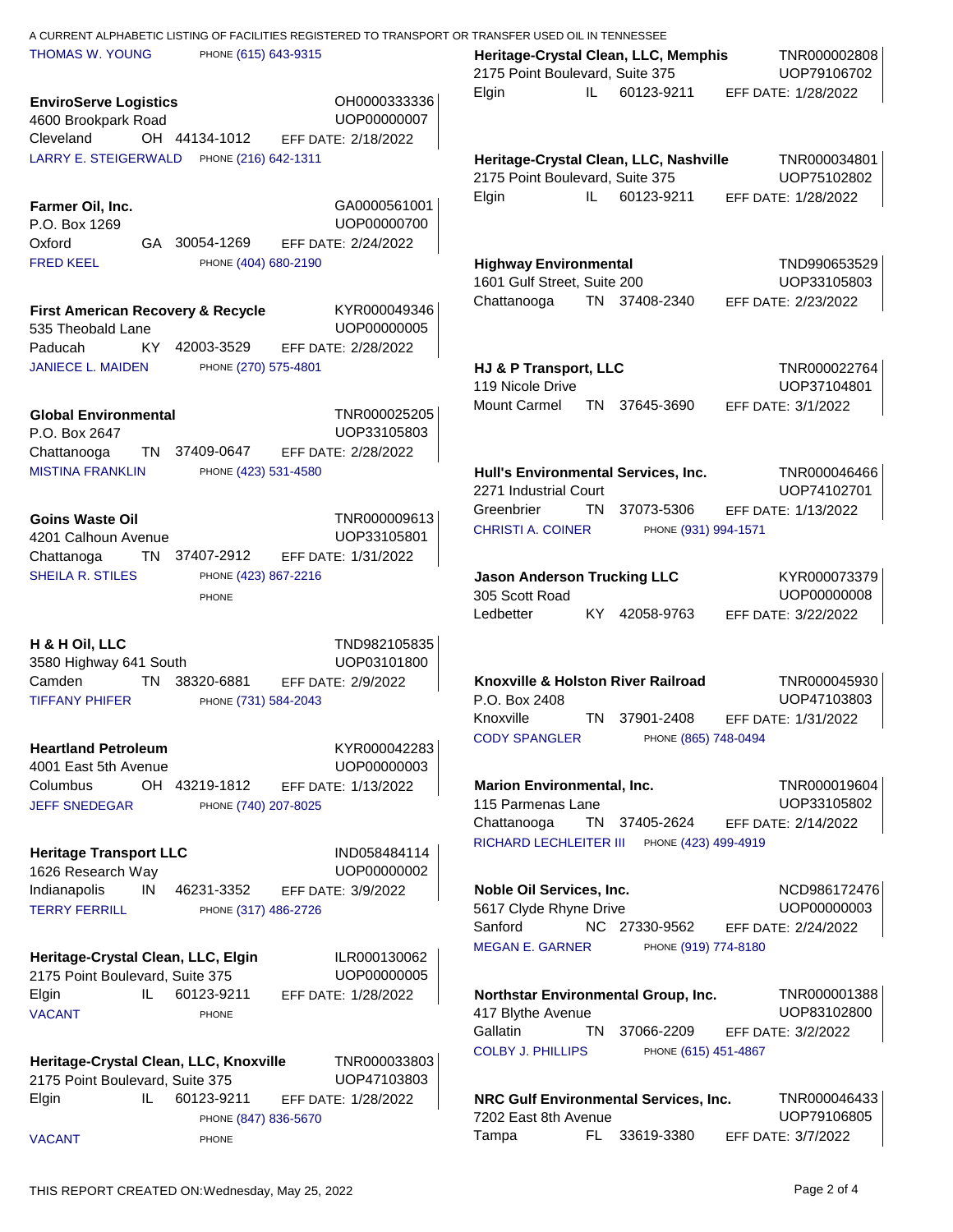A CURRENT ALPHABETIC LISTING OF FACILITIES REGISTERED TO TRANSPORT OR TRANSFER USED OIL IN TENNESSEE

THOMAS W. YOUNG PHONE (615) 643-9315

**EnviroServe Logistics** OH0000333336
4600 Brookpark Road UOP00000007
Cleveland OH 44134-1012 EFF DATE: 2/18/2022
LARRY E. STEIGERWALD PHONE (216) 642-1311

**Farmer Oil, Inc.** GA0000561001
P.O. Box 1269 UOP00000700
Oxford GA 30054-1269 EFF DATE: 2/24/2022
FRED KEEL PHONE (404) 680-2190

**First American Recovery & Recycle** KYR000049346
535 Theobald Lane UOP00000005
Paducah KY 42003-3529 EFF DATE: 2/28/2022
JANIECE L. MAIDEN PHONE (270) 575-4801

**Global Environmental** TNR000025205
P.O. Box 2647 UOP33105803
Chattanooga TN 37409-0647 EFF DATE: 2/28/2022
MISTINA FRANKLIN PHONE (423) 531-4580

**Goins Waste Oil** TNR000009613
4201 Calhoun Avenue UOP33105801
Chattanoga TN 37407-2912 EFF DATE: 1/31/2022
SHEILA R. STILES PHONE (423) 867-2216
PHONE

**H & H Oil, LLC** TND982105835
3580 Highway 641 South UOP03101800
Camden TN 38320-6881 EFF DATE: 2/9/2022
TIFFANY PHIFER PHONE (731) 584-2043

**Heartland Petroleum** KYR000042283
4001 East 5th Avenue UOP00000003
Columbus OH 43219-1812 EFF DATE: 1/13/2022
JEFF SNEDEGAR PHONE (740) 207-8025

**Heritage Transport LLC** IND058484114
1626 Research Way UOP00000002
Indianapolis IN 46231-3352 EFF DATE: 3/9/2022
TERRY FERRILL PHONE (317) 486-2726

**Heritage-Crystal Clean, LLC, Elgin** ILR000130062
2175 Point Boulevard, Suite 375 UOP00000005
Elgin IL 60123-9211 EFF DATE: 1/28/2022
VACANT PHONE

**Heritage-Crystal Clean, LLC, Knoxville** TNR000033803
2175 Point Boulevard, Suite 375 UOP47103803
Elgin IL 60123-9211 EFF DATE: 1/28/2022
PHONE (847) 836-5670
VACANT PHONE

**Heritage-Crystal Clean, LLC, Memphis** TNR000002808
2175 Point Boulevard, Suite 375 UOP79106702
Elgin IL 60123-9211 EFF DATE: 1/28/2022

**Heritage-Crystal Clean, LLC, Nashville** TNR000034801
2175 Point Boulevard, Suite 375 UOP75102802
Elgin IL 60123-9211 EFF DATE: 1/28/2022

**Highway Environmental** TND990653529
1601 Gulf Street, Suite 200 UOP33105803
Chattanooga TN 37408-2340 EFF DATE: 2/23/2022

**HJ & P Transport, LLC** TNR000022764
119 Nicole Drive UOP37104801
Mount Carmel TN 37645-3690 EFF DATE: 3/1/2022

**Hull's Environmental Services, Inc.** TNR000046466
2271 Industrial Court UOP74102701
Greenbrier TN 37073-5306 EFF DATE: 1/13/2022
CHRISTI A. COINER PHONE (931) 994-1571

**Jason Anderson Trucking LLC** KYR000073379
305 Scott Road UOP00000008
Ledbetter KY 42058-9763 EFF DATE: 3/22/2022

**Knoxville & Holston River Railroad** TNR000045930
P.O. Box 2408 UOP47103803
Knoxville TN 37901-2408 EFF DATE: 1/31/2022
CODY SPANGLER PHONE (865) 748-0494

**Marion Environmental, Inc.** TNR000019604
115 Parmenas Lane UOP33105802
Chattanooga TN 37405-2624 EFF DATE: 2/14/2022
RICHARD LECHLEITER III PHONE (423) 499-4919

**Noble Oil Services, Inc.** NCD986172476
5617 Clyde Rhyne Drive UOP00000003
Sanford NC 27330-9562 EFF DATE: 2/24/2022
MEGAN E. GARNER PHONE (919) 774-8180

**Northstar Environmental Group, Inc.** TNR000001388
417 Blythe Avenue UOP83102800
Gallatin TN 37066-2209 EFF DATE: 3/2/2022
COLBY J. PHILLIPS PHONE (615) 451-4867

**NRC Gulf Environmental Services, Inc.** TNR000046433
7202 East 8th Avenue UOP79106805
Tampa FL 33619-3380 EFF DATE: 3/7/2022

THIS REPORT CREATED ON: Wednesday, May 25, 2022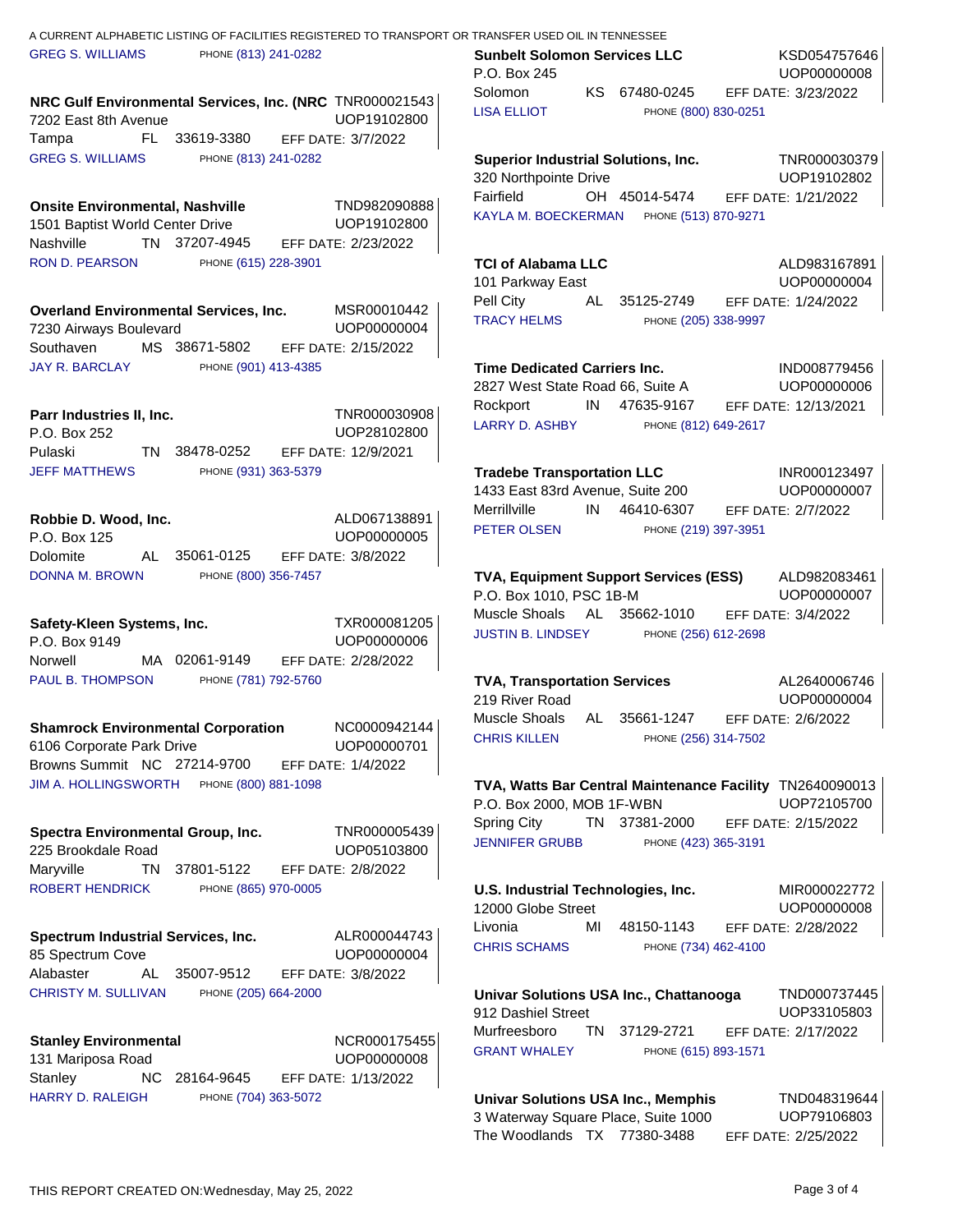A CURRENT ALPHABETIC LISTING OF FACILITIES REGISTERED TO TRANSPORT OR TRANSFER USED OIL IN TENNESSEE

GREG S. WILLIAMS PHONE (813) 241-0282

**NRC Gulf Environmental Services, Inc. (NRC** TNR000021543
7202 East 8th Avenue UOP19102800
Tampa FL 33619-3380 EFF DATE: 3/7/2022
GREG S. WILLIAMS PHONE (813) 241-0282

**Onsite Environmental, Nashville** TND982090888
1501 Baptist World Center Drive UOP19102800
Nashville TN 37207-4945 EFF DATE: 2/23/2022
RON D. PEARSON PHONE (615) 228-3901

**Overland Environmental Services, Inc.** MSR00010442
7230 Airways Boulevard UOP00000004
Southaven MS 38671-5802 EFF DATE: 2/15/2022
JAY R. BARCLAY PHONE (901) 413-4385

**Parr Industries II, Inc.** TNR000030908
P.O. Box 252 UOP28102800
Pulaski TN 38478-0252 EFF DATE: 12/9/2021
JEFF MATTHEWS PHONE (931) 363-5379

**Robbie D. Wood, Inc.** ALD067138891
P.O. Box 125 UOP00000005
Dolomite AL 35061-0125 EFF DATE: 3/8/2022
DONNA M. BROWN PHONE (800) 356-7457

**Safety-Kleen Systems, Inc.** TXR000081205
P.O. Box 9149 UOP00000006
Norwell MA 02061-9149 EFF DATE: 2/28/2022
PAUL B. THOMPSON PHONE (781) 792-5760

**Shamrock Environmental Corporation** NC0000942144
6106 Corporate Park Drive UOP00000701
Browns Summit NC 27214-9700 EFF DATE: 1/4/2022
JIM A. HOLLINGSWORTH PHONE (800) 881-1098

**Spectra Environmental Group, Inc.** TNR000005439
225 Brookdale Road UOP05103800
Maryville TN 37801-5122 EFF DATE: 2/8/2022
ROBERT HENDRICK PHONE (865) 970-0005

**Spectrum Industrial Services, Inc.** ALR000044743
85 Spectrum Cove UOP00000004
Alabaster AL 35007-9512 EFF DATE: 3/8/2022
CHRISTY M. SULLIVAN PHONE (205) 664-2000

**Stanley Environmental** NCR000175455
131 Mariposa Road UOP00000008
Stanley NC 28164-9645 EFF DATE: 1/13/2022
HARRY D. RALEIGH PHONE (704) 363-5072

**Sunbelt Solomon Services LLC** KSD054757646
P.O. Box 245 UOP00000008
Solomon KS 67480-0245 EFF DATE: 3/23/2022
LISA ELLIOT PHONE (800) 830-0251

**Superior Industrial Solutions, Inc.** TNR000030379
320 Northpointe Drive UOP19102802
Fairfield OH 45014-5474 EFF DATE: 1/21/2022
KAYLA M. BOECKERMAN PHONE (513) 870-9271

**TCI of Alabama LLC** ALD983167891
101 Parkway East UOP00000004
Pell City AL 35125-2749 EFF DATE: 1/24/2022
TRACY HELMS PHONE (205) 338-9997

**Time Dedicated Carriers Inc.** IND008779456
2827 West State Road 66, Suite A UOP00000006
Rockport IN 47635-9167 EFF DATE: 12/13/2021
LARRY D. ASHBY PHONE (812) 649-2617

**Tradebe Transportation LLC** INR000123497
1433 East 83rd Avenue, Suite 200 UOP00000007
Merrillville IN 46410-6307 EFF DATE: 2/7/2022
PETER OLSEN PHONE (219) 397-3951

**TVA, Equipment Support Services (ESS)** ALD982083461
P.O. Box 1010, PSC 1B-M UOP00000007
Muscle Shoals AL 35662-1010 EFF DATE: 3/4/2022
JUSTIN B. LINDSEY PHONE (256) 612-2698

**TVA, Transportation Services** AL2640006746
219 River Road UOP00000004
Muscle Shoals AL 35661-1247 EFF DATE: 2/6/2022
CHRIS KILLEN PHONE (256) 314-7502

**TVA, Watts Bar Central Maintenance Facility** TN2640090013
P.O. Box 2000, MOB 1F-WBN UOP72105700
Spring City TN 37381-2000 EFF DATE: 2/15/2022
JENNIFER GRUBB PHONE (423) 365-3191

**U.S. Industrial Technologies, Inc.** MIR000022772
12000 Globe Street UOP00000008
Livonia MI 48150-1143 EFF DATE: 2/28/2022
CHRIS SCHAMS PHONE (734) 462-4100

**Univar Solutions USA Inc., Chattanooga** TND000737445
912 Dashiel Street UOP33105803
Murfreesboro TN 37129-2721 EFF DATE: 2/17/2022
GRANT WHALEY PHONE (615) 893-1571

**Univar Solutions USA Inc., Memphis** TND048319644
3 Waterway Square Place, Suite 1000 UOP79106803
The Woodlands TX 77380-3488 EFF DATE: 2/25/2022

THIS REPORT CREATED ON: Wednesday, May 25, 2022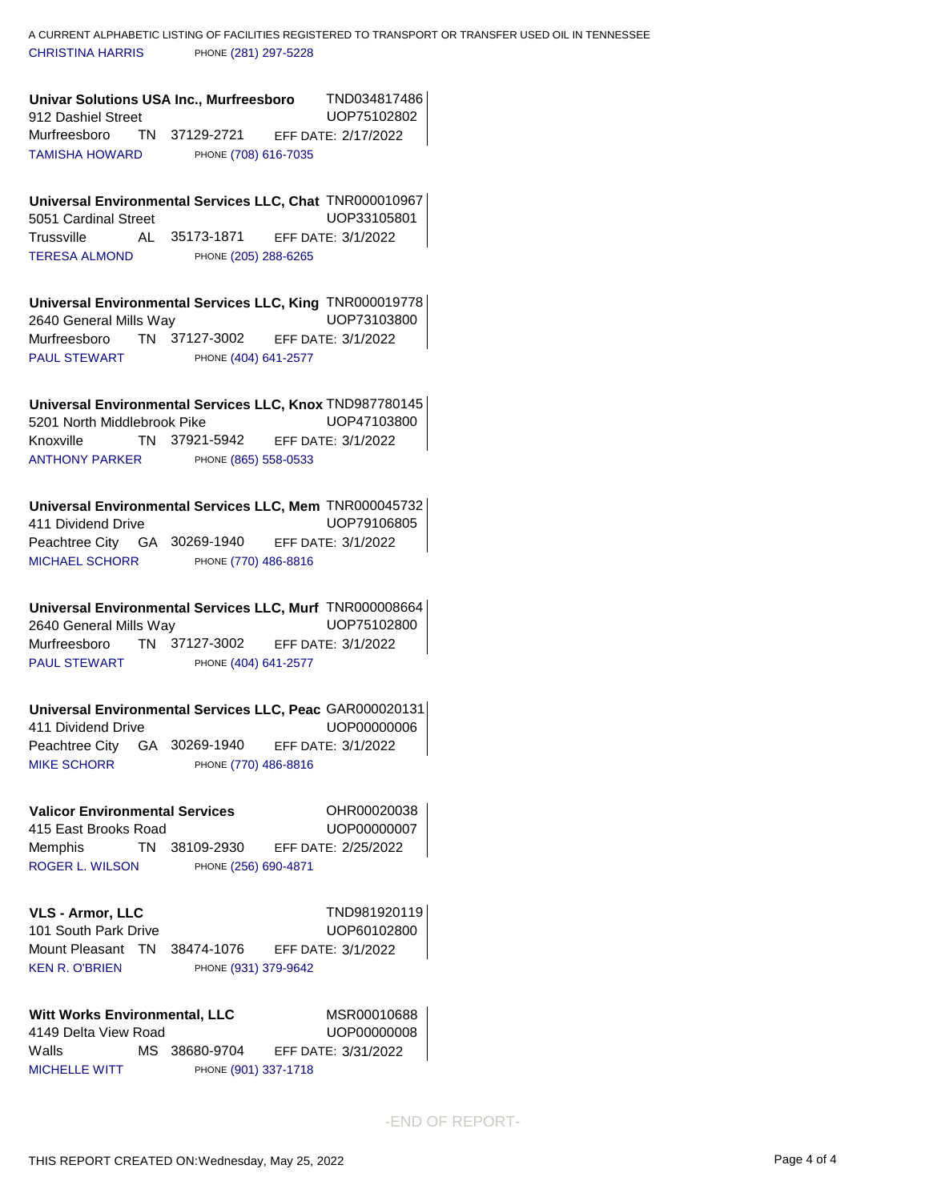A CURRENT ALPHABETIC LISTING OF FACILITIES REGISTERED TO TRANSPORT OR TRANSFER USED OIL IN TENNESSEE

CHRISTINA HARRIS PHONE (281) 297-5228

**Univar Solutions USA Inc., Murfreesboro** TND034817486
912 Dashiel Street UOP75102802
Murfreesboro TN 37129-2721 EFF DATE: 2/17/2022
TAMISHA HOWARD PHONE (708) 616-7035

**Universal Environmental Services LLC, Chat** TNR000010967
5051 Cardinal Street UOP33105801
Trussville AL 35173-1871 EFF DATE: 3/1/2022
TERESA ALMOND PHONE (205) 288-6265

**Universal Environmental Services LLC, King** TNR000019778
2640 General Mills Way UOP73103800
Murfreesboro TN 37127-3002 EFF DATE: 3/1/2022
PAUL STEWART PHONE (404) 641-2577

**Universal Environmental Services LLC, Knox** TND987780145
5201 North Middlebrook Pike UOP47103800
Knoxville TN 37921-5942 EFF DATE: 3/1/2022
ANTHONY PARKER PHONE (865) 558-0533

**Universal Environmental Services LLC, Mem** TNR000045732
411 Dividend Drive UOP79106805
Peachtree City GA 30269-1940 EFF DATE: 3/1/2022
MICHAEL SCHORR PHONE (770) 486-8816

**Universal Environmental Services LLC, Murf** TNR000008664
2640 General Mills Way UOP75102800
Murfreesboro TN 37127-3002 EFF DATE: 3/1/2022
PAUL STEWART PHONE (404) 641-2577

**Universal Environmental Services LLC, Peac** GAR000020131
411 Dividend Drive UOP00000006
Peachtree City GA 30269-1940 EFF DATE: 3/1/2022
MIKE SCHORR PHONE (770) 486-8816

**Valicor Environmental Services** OHR00020038
415 East Brooks Road UOP00000007
Memphis TN 38109-2930 EFF DATE: 2/25/2022
ROGER L. WILSON PHONE (256) 690-4871

**VLS - Armor, LLC** TND981920119
101 South Park Drive UOP60102800
Mount Pleasant TN 38474-1076 EFF DATE: 3/1/2022
KEN R. O'BRIEN PHONE (931) 379-9642

**Witt Works Environmental, LLC** MSR00010688
4149 Delta View Road UOP00000008
Walls MS 38680-9704 EFF DATE: 3/31/2022
MICHELLE WITT PHONE (901) 337-1718

-END OF REPORT-

THIS REPORT CREATED ON: Wednesday, May 25, 2022